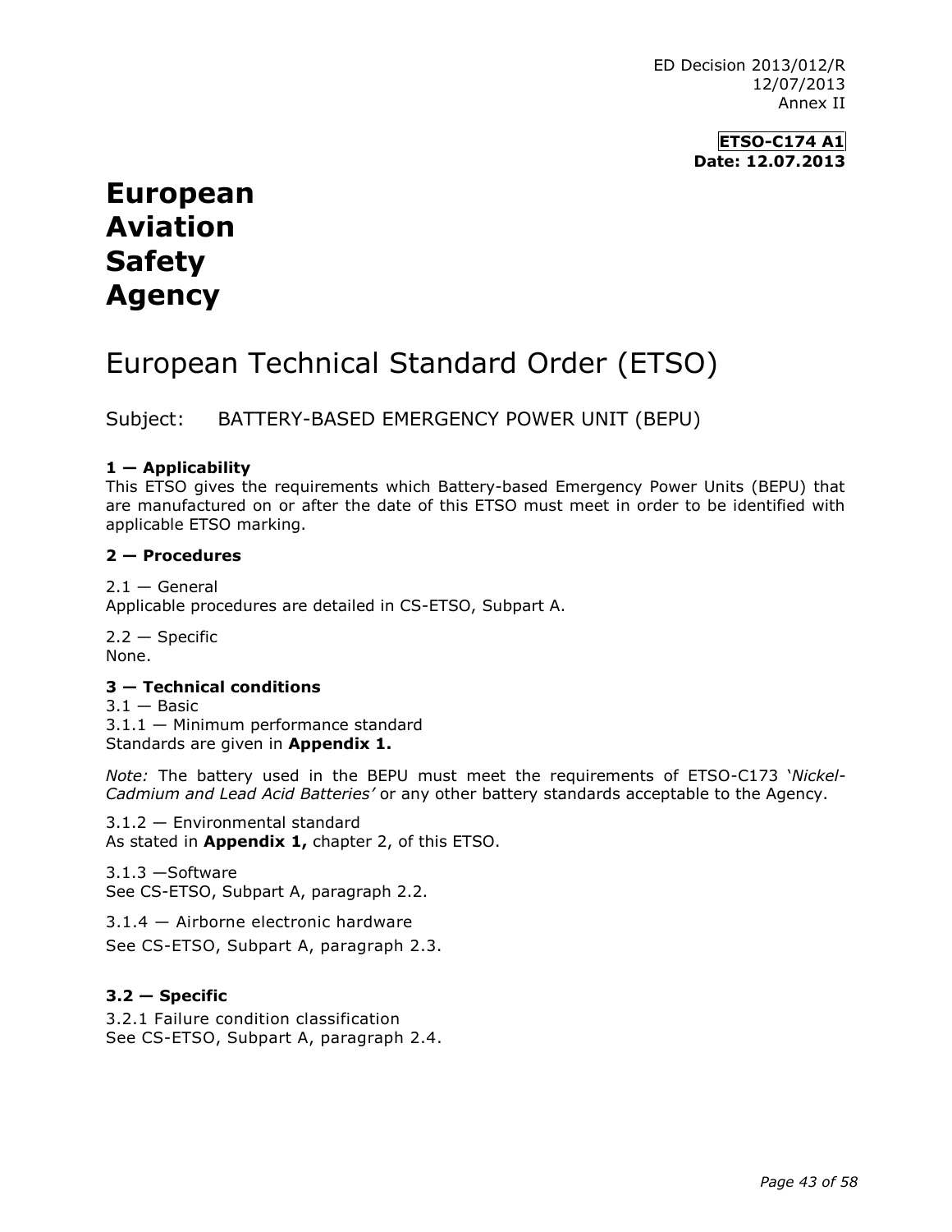ED Decision 2013/012/R
12/07/2013
Annex II

**ETSO-C174 A1**
**Date: 12.07.2013**

# European Aviation Safety Agency

## European Technical Standard Order (ETSO)

Subject: BATTERY-BASED EMERGENCY POWER UNIT (BEPU)

**1 — Applicability**
This ETSO gives the requirements which Battery-based Emergency Power Units (BEPU) that are manufactured on or after the date of this ETSO must meet in order to be identified with applicable ETSO marking.

**2 — Procedures**

2.1 — General
Applicable procedures are detailed in CS-ETSO, Subpart A.

2.2 — Specific
None.

**3 — Technical conditions**
3.1 — Basic
3.1.1 — Minimum performance standard
Standards are given in **Appendix 1.**

*Note:* The battery used in the BEPU must meet the requirements of ETSO-C173 '*Nickel-Cadmium and Lead Acid Batteries'* or any other battery standards acceptable to the Agency.

3.1.2 — Environmental standard
As stated in **Appendix 1,** chapter 2, of this ETSO.

3.1.3 —Software
See CS-ETSO, Subpart A, paragraph 2.2.

3.1.4 — Airborne electronic hardware
See CS-ETSO, Subpart A, paragraph 2.3.

**3.2 — Specific**
3.2.1 Failure condition classification
See CS-ETSO, Subpart A, paragraph 2.4.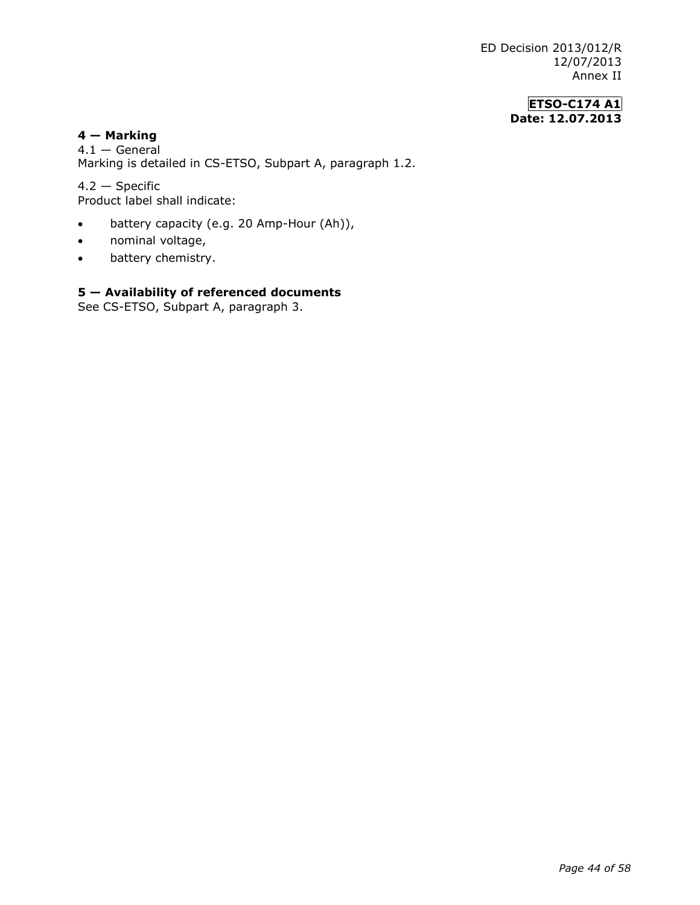**ETSO-C174 A1**
**Date: 12.07.2013**

## 4 — Marking

4.1 — General
Marking is detailed in CS-ETSO, Subpart A, paragraph 1.2.

4.2 — Specific
Product label shall indicate:

- battery capacity (e.g. 20 Amp-Hour (Ah)),
- nominal voltage,
- battery chemistry.

## 5 — Availability of referenced documents

See CS-ETSO, Subpart A, paragraph 3.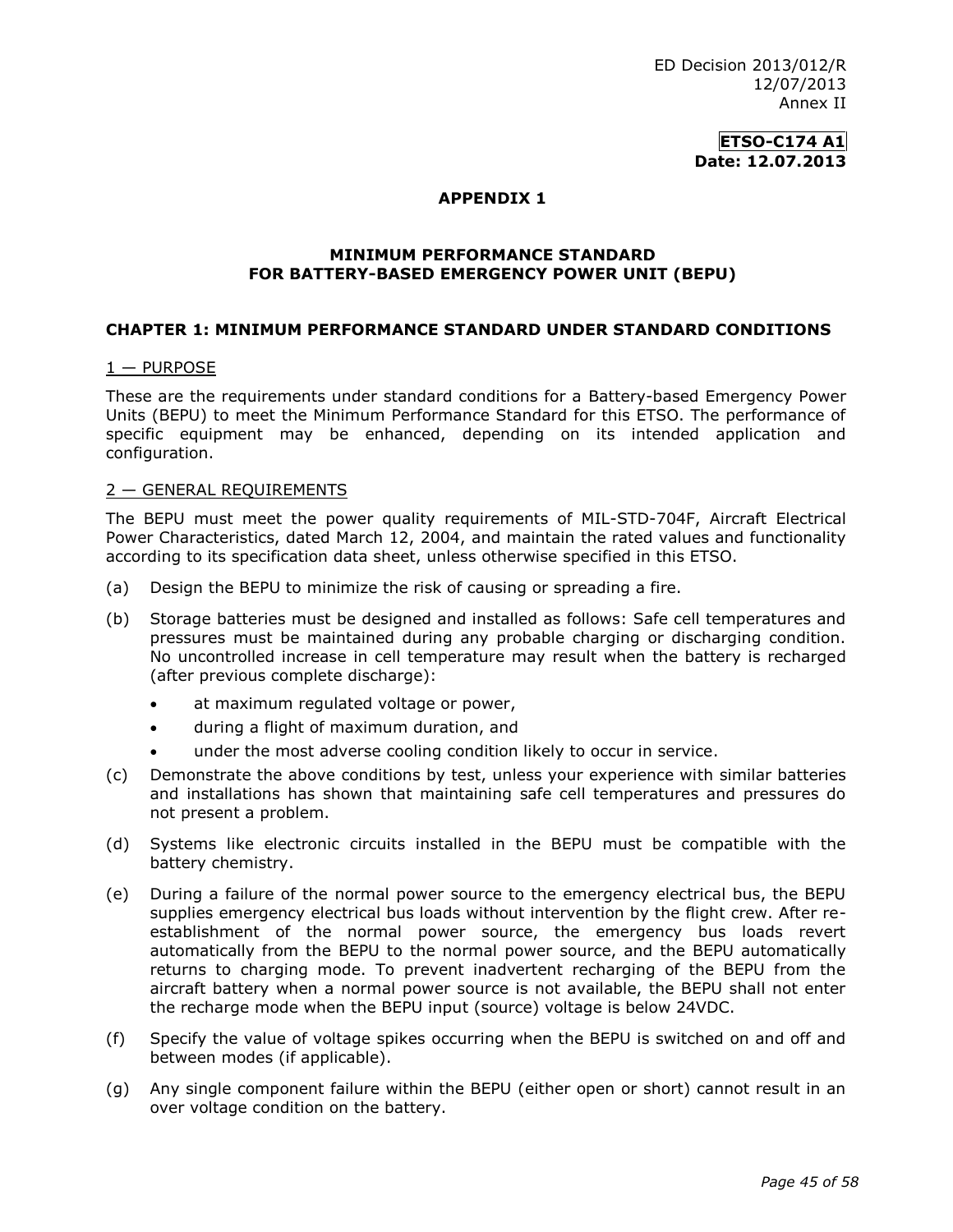ED Decision 2013/012/R
12/07/2013
Annex II

**ETSO-C174 A1**
**Date: 12.07.2013**

## APPENDIX 1

## MINIMUM PERFORMANCE STANDARD FOR BATTERY-BASED EMERGENCY POWER UNIT (BEPU)

### CHAPTER 1: MINIMUM PERFORMANCE STANDARD UNDER STANDARD CONDITIONS

1 — PURPOSE

These are the requirements under standard conditions for a Battery-based Emergency Power Units (BEPU) to meet the Minimum Performance Standard for this ETSO. The performance of specific equipment may be enhanced, depending on its intended application and configuration.

2 — GENERAL REQUIREMENTS

The BEPU must meet the power quality requirements of MIL-STD-704F, Aircraft Electrical Power Characteristics, dated March 12, 2004, and maintain the rated values and functionality according to its specification data sheet, unless otherwise specified in this ETSO.

(a) Design the BEPU to minimize the risk of causing or spreading a fire.

(b) Storage batteries must be designed and installed as follows: Safe cell temperatures and pressures must be maintained during any probable charging or discharging condition. No uncontrolled increase in cell temperature may result when the battery is recharged (after previous complete discharge):

- at maximum regulated voltage or power,
- during a flight of maximum duration, and
- under the most adverse cooling condition likely to occur in service.

(c) Demonstrate the above conditions by test, unless your experience with similar batteries and installations has shown that maintaining safe cell temperatures and pressures do not present a problem.

(d) Systems like electronic circuits installed in the BEPU must be compatible with the battery chemistry.

(e) During a failure of the normal power source to the emergency electrical bus, the BEPU supplies emergency electrical bus loads without intervention by the flight crew. After re-establishment of the normal power source, the emergency bus loads revert automatically from the BEPU to the normal power source, and the BEPU automatically returns to charging mode. To prevent inadvertent recharging of the BEPU from the aircraft battery when a normal power source is not available, the BEPU shall not enter the recharge mode when the BEPU input (source) voltage is below 24VDC.

(f) Specify the value of voltage spikes occurring when the BEPU is switched on and off and between modes (if applicable).

(g) Any single component failure within the BEPU (either open or short) cannot result in an over voltage condition on the battery.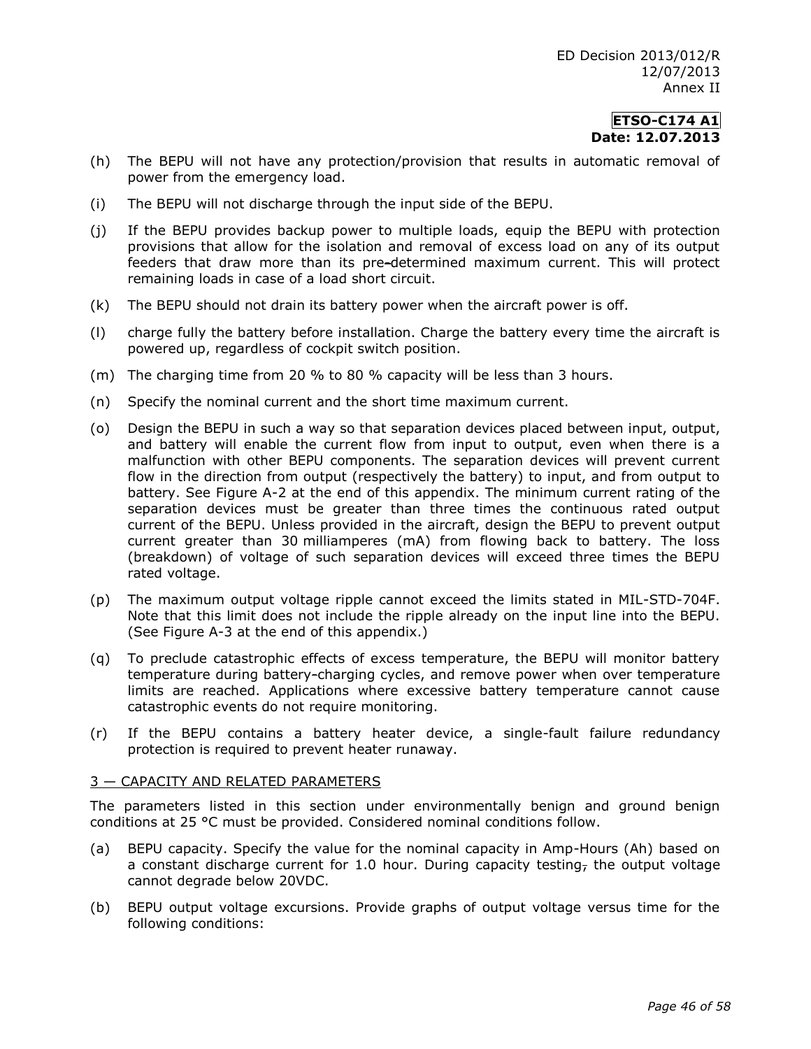(h) The BEPU will not have any protection/provision that results in automatic removal of power from the emergency load.

(i) The BEPU will not discharge through the input side of the BEPU.

(j) If the BEPU provides backup power to multiple loads, equip the BEPU with protection provisions that allow for the isolation and removal of excess load on any of its output feeders that draw more than its pre-determined maximum current. This will protect remaining loads in case of a load short circuit.

(k) The BEPU should not drain its battery power when the aircraft power is off.

(l) charge fully the battery before installation. Charge the battery every time the aircraft is powered up, regardless of cockpit switch position.

(m) The charging time from 20 % to 80 % capacity will be less than 3 hours.

(n) Specify the nominal current and the short time maximum current.

(o) Design the BEPU in such a way so that separation devices placed between input, output, and battery will enable the current flow from input to output, even when there is a malfunction with other BEPU components. The separation devices will prevent current flow in the direction from output (respectively the battery) to input, and from output to battery. See Figure A-2 at the end of this appendix. The minimum current rating of the separation devices must be greater than three times the continuous rated output current of the BEPU. Unless provided in the aircraft, design the BEPU to prevent output current greater than 30 milliamperes (mA) from flowing back to battery. The loss (breakdown) of voltage of such separation devices will exceed three times the BEPU rated voltage.

(p) The maximum output voltage ripple cannot exceed the limits stated in MIL-STD-704F. Note that this limit does not include the ripple already on the input line into the BEPU. (See Figure A-3 at the end of this appendix.)

(q) To preclude catastrophic effects of excess temperature, the BEPU will monitor battery temperature during battery-charging cycles, and remove power when over temperature limits are reached. Applications where excessive battery temperature cannot cause catastrophic events do not require monitoring.

(r) If the BEPU contains a battery heater device, a single-fault failure redundancy protection is required to prevent heater runaway.

## 3 — CAPACITY AND RELATED PARAMETERS

The parameters listed in this section under environmentally benign and ground benign conditions at 25 °C must be provided. Considered nominal conditions follow.

(a) BEPU capacity. Specify the value for the nominal capacity in Amp-Hours (Ah) based on a constant discharge current for 1.0 hour. During capacity testing, the output voltage cannot degrade below 20VDC.

(b) BEPU output voltage excursions. Provide graphs of output voltage versus time for the following conditions: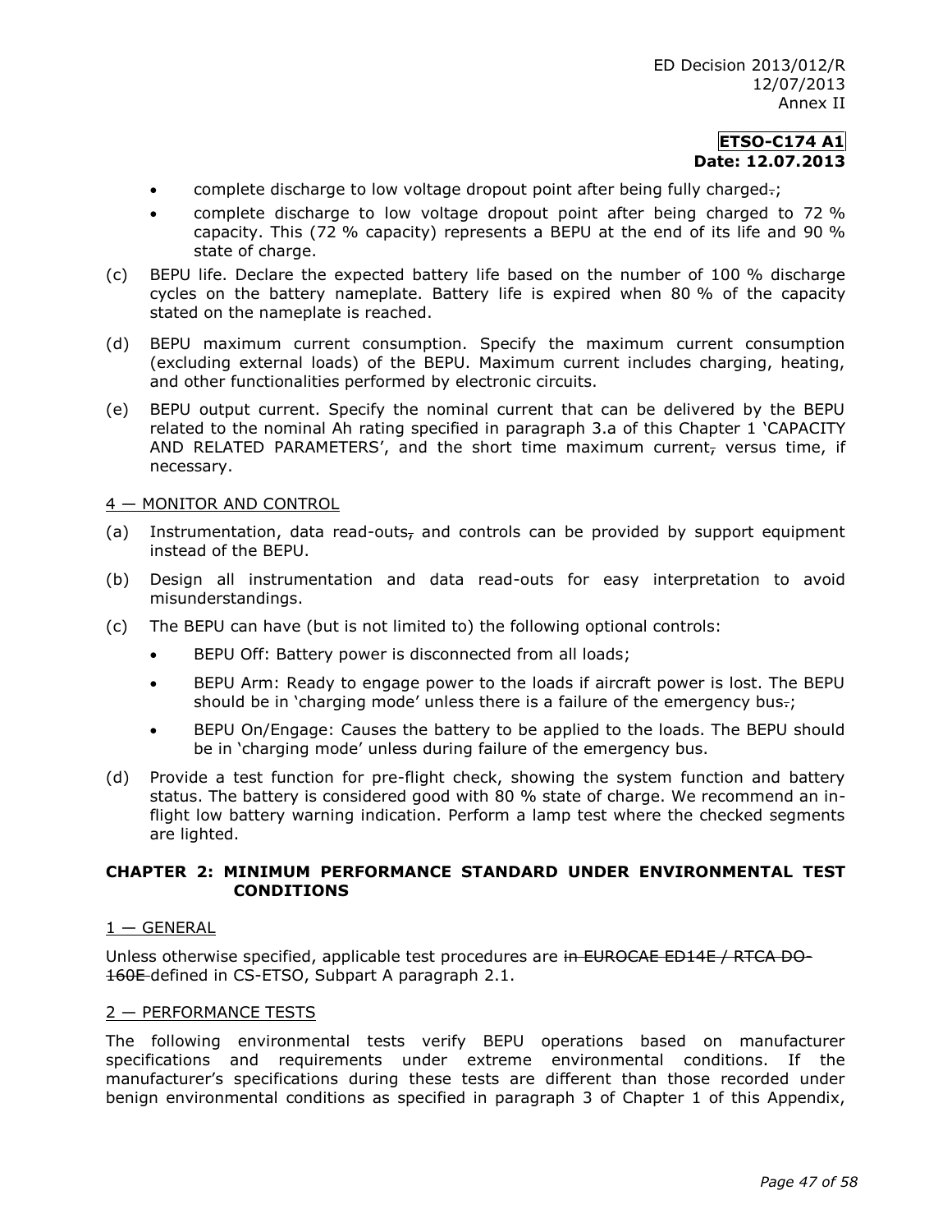- complete discharge to low voltage dropout point after being fully charged~~.~~;
- complete discharge to low voltage dropout point after being charged to 72 % capacity. This (72 % capacity) represents a BEPU at the end of its life and 90 % state of charge.

(c) BEPU life. Declare the expected battery life based on the number of 100 % discharge cycles on the battery nameplate. Battery life is expired when 80 % of the capacity stated on the nameplate is reached.

(d) BEPU maximum current consumption. Specify the maximum current consumption (excluding external loads) of the BEPU. Maximum current includes charging, heating, and other functionalities performed by electronic circuits.

(e) BEPU output current. Specify the nominal current that can be delivered by the BEPU related to the nominal Ah rating specified in paragraph 3.a of this Chapter 1 'CAPACITY AND RELATED PARAMETERS', and the short time maximum current~~,~~ versus time, if necessary.

4 — MONITOR AND CONTROL

(a) Instrumentation, data read-outs~~,~~ and controls can be provided by support equipment instead of the BEPU.

(b) Design all instrumentation and data read-outs for easy interpretation to avoid misunderstandings.

(c) The BEPU can have (but is not limited to) the following optional controls:

- BEPU Off: Battery power is disconnected from all loads;
- BEPU Arm: Ready to engage power to the loads if aircraft power is lost. The BEPU should be in 'charging mode' unless there is a failure of the emergency bus~~.~~;
- BEPU On/Engage: Causes the battery to be applied to the loads. The BEPU should be in 'charging mode' unless during failure of the emergency bus.

(d) Provide a test function for pre-flight check, showing the system function and battery status. The battery is considered good with 80 % state of charge. We recommend an in-flight low battery warning indication. Perform a lamp test where the checked segments are lighted.

**CHAPTER 2: MINIMUM PERFORMANCE STANDARD UNDER ENVIRONMENTAL TEST CONDITIONS**

1 — GENERAL

Unless otherwise specified, applicable test procedures are ~~in EUROCAE ED14E / RTCA DO-160E~~ defined in CS-ETSO, Subpart A paragraph 2.1.

2 — PERFORMANCE TESTS

The following environmental tests verify BEPU operations based on manufacturer specifications and requirements under extreme environmental conditions. If the manufacturer's specifications during these tests are different than those recorded under benign environmental conditions as specified in paragraph 3 of Chapter 1 of this Appendix,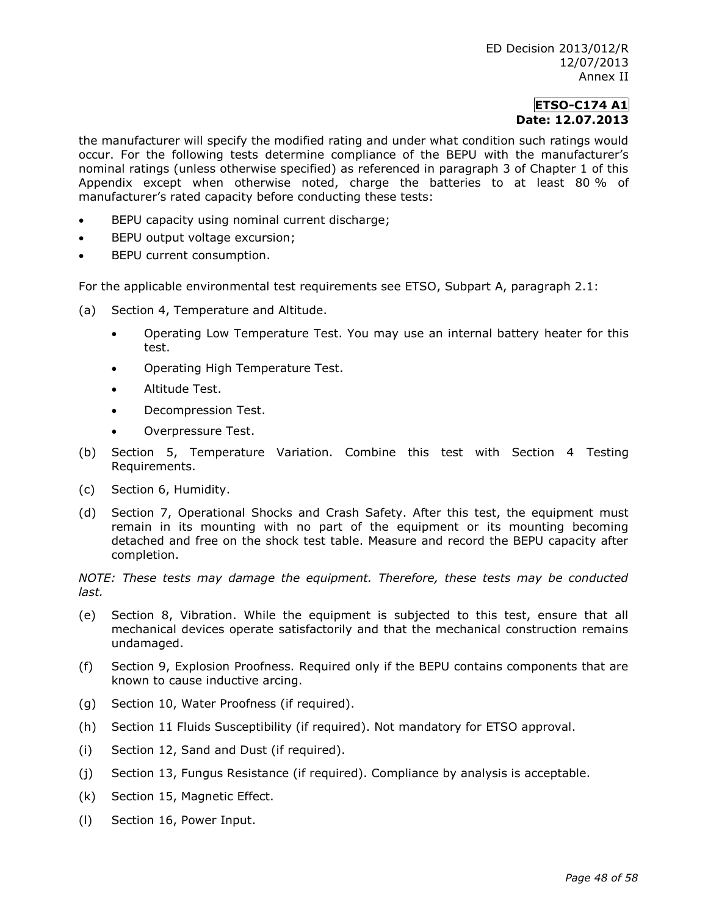the manufacturer will specify the modified rating and under what condition such ratings would occur. For the following tests determine compliance of the BEPU with the manufacturer's nominal ratings (unless otherwise specified) as referenced in paragraph 3 of Chapter 1 of this Appendix except when otherwise noted, charge the batteries to at least 80 % of manufacturer's rated capacity before conducting these tests:

- BEPU capacity using nominal current discharge;
- BEPU output voltage excursion;
- BEPU current consumption.

For the applicable environmental test requirements see ETSO, Subpart A, paragraph 2.1:

(a) Section 4, Temperature and Altitude.

  - Operating Low Temperature Test. You may use an internal battery heater for this test.
  - Operating High Temperature Test.
  - Altitude Test.
  - Decompression Test.
  - Overpressure Test.

(b) Section 5, Temperature Variation. Combine this test with Section 4 Testing Requirements.

(c) Section 6, Humidity.

(d) Section 7, Operational Shocks and Crash Safety. After this test, the equipment must remain in its mounting with no part of the equipment or its mounting becoming detached and free on the shock test table. Measure and record the BEPU capacity after completion.

*NOTE: These tests may damage the equipment. Therefore, these tests may be conducted last.*

(e) Section 8, Vibration. While the equipment is subjected to this test, ensure that all mechanical devices operate satisfactorily and that the mechanical construction remains undamaged.

(f) Section 9, Explosion Proofness. Required only if the BEPU contains components that are known to cause inductive arcing.

(g) Section 10, Water Proofness (if required).

(h) Section 11 Fluids Susceptibility (if required). Not mandatory for ETSO approval.

(i) Section 12, Sand and Dust (if required).

(j) Section 13, Fungus Resistance (if required). Compliance by analysis is acceptable.

(k) Section 15, Magnetic Effect.

(l) Section 16, Power Input.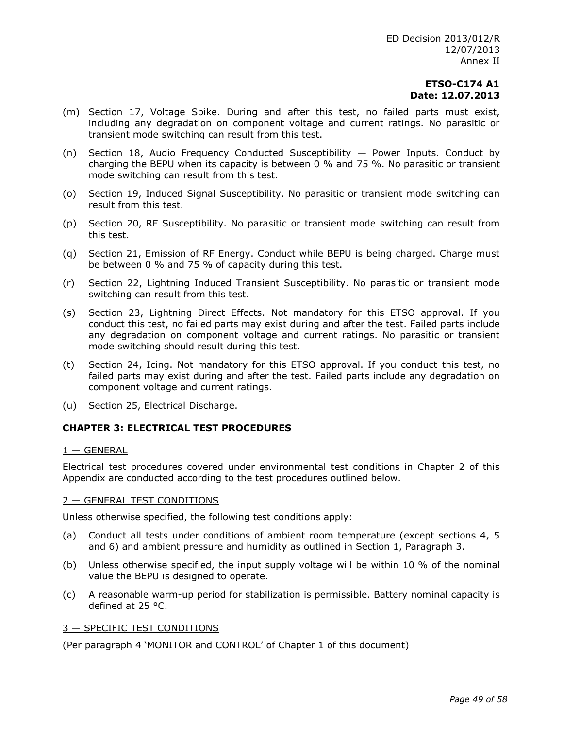(m) Section 17, Voltage Spike. During and after this test, no failed parts must exist, including any degradation on component voltage and current ratings. No parasitic or transient mode switching can result from this test.

(n) Section 18, Audio Frequency Conducted Susceptibility — Power Inputs. Conduct by charging the BEPU when its capacity is between 0 % and 75 %. No parasitic or transient mode switching can result from this test.

(o) Section 19, Induced Signal Susceptibility. No parasitic or transient mode switching can result from this test.

(p) Section 20, RF Susceptibility. No parasitic or transient mode switching can result from this test.

(q) Section 21, Emission of RF Energy. Conduct while BEPU is being charged. Charge must be between 0 % and 75 % of capacity during this test.

(r) Section 22, Lightning Induced Transient Susceptibility. No parasitic or transient mode switching can result from this test.

(s) Section 23, Lightning Direct Effects. Not mandatory for this ETSO approval. If you conduct this test, no failed parts may exist during and after the test. Failed parts include any degradation on component voltage and current ratings. No parasitic or transient mode switching should result during this test.

(t) Section 24, Icing. Not mandatory for this ETSO approval. If you conduct this test, no failed parts may exist during and after the test. Failed parts include any degradation on component voltage and current ratings.

(u) Section 25, Electrical Discharge.

## CHAPTER 3: ELECTRICAL TEST PROCEDURES

### 1 — GENERAL

Electrical test procedures covered under environmental test conditions in Chapter 2 of this Appendix are conducted according to the test procedures outlined below.

### 2 — GENERAL TEST CONDITIONS

Unless otherwise specified, the following test conditions apply:

(a) Conduct all tests under conditions of ambient room temperature (except sections 4, 5 and 6) and ambient pressure and humidity as outlined in Section 1, Paragraph 3.

(b) Unless otherwise specified, the input supply voltage will be within 10 % of the nominal value the BEPU is designed to operate.

(c) A reasonable warm-up period for stabilization is permissible. Battery nominal capacity is defined at 25 °C.

### 3 — SPECIFIC TEST CONDITIONS

(Per paragraph 4 'MONITOR and CONTROL' of Chapter 1 of this document)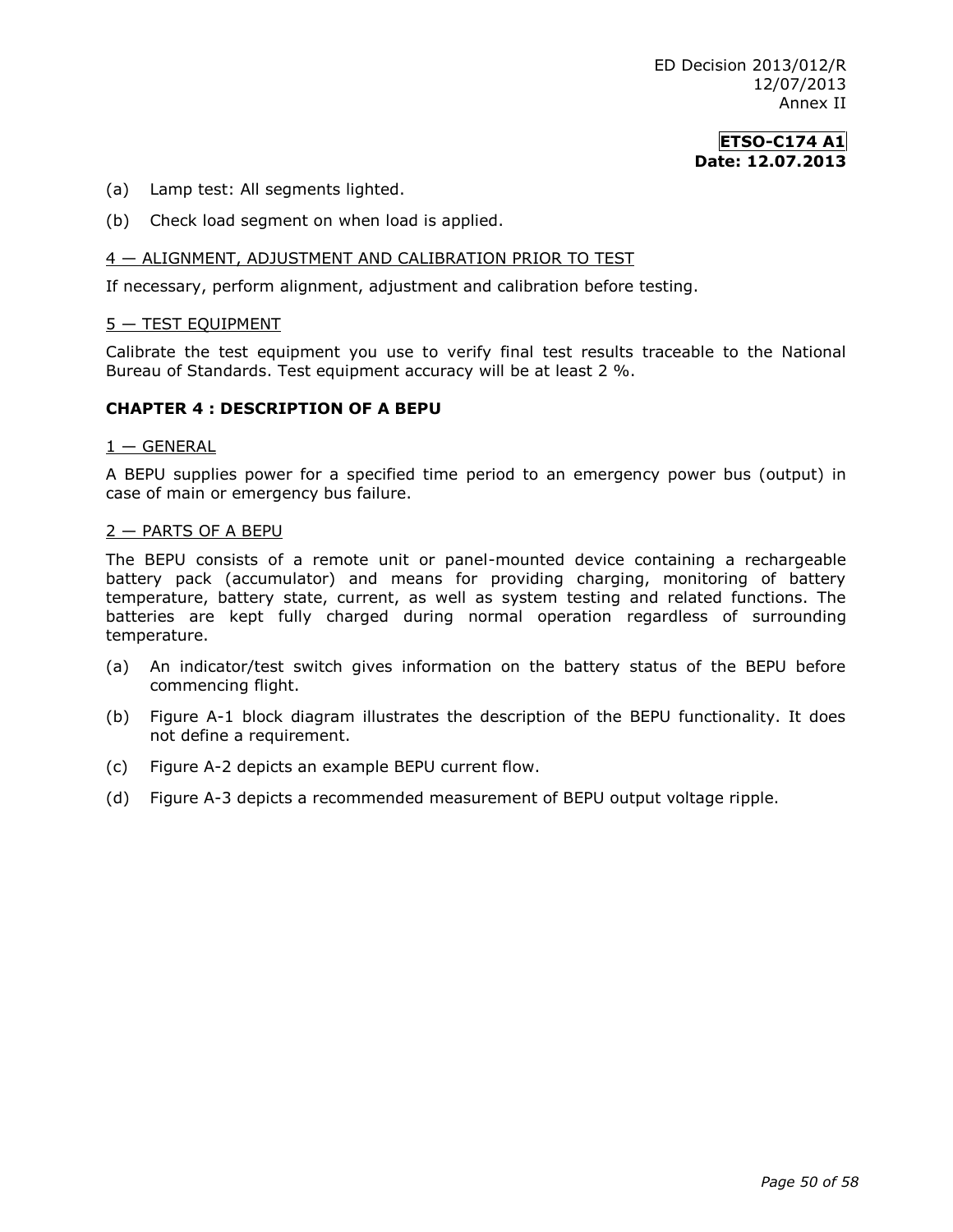(a) Lamp test: All segments lighted.

(b) Check load segment on when load is applied.

4 — ALIGNMENT, ADJUSTMENT AND CALIBRATION PRIOR TO TEST

If necessary, perform alignment, adjustment and calibration before testing.

5 — TEST EQUIPMENT

Calibrate the test equipment you use to verify final test results traceable to the National Bureau of Standards. Test equipment accuracy will be at least 2 %.

## CHAPTER 4 : DESCRIPTION OF A BEPU

1 — GENERAL

A BEPU supplies power for a specified time period to an emergency power bus (output) in case of main or emergency bus failure.

2 — PARTS OF A BEPU

The BEPU consists of a remote unit or panel-mounted device containing a rechargeable battery pack (accumulator) and means for providing charging, monitoring of battery temperature, battery state, current, as well as system testing and related functions. The batteries are kept fully charged during normal operation regardless of surrounding temperature.

(a) An indicator/test switch gives information on the battery status of the BEPU before commencing flight.

(b) Figure A-1 block diagram illustrates the description of the BEPU functionality. It does not define a requirement.

(c) Figure A-2 depicts an example BEPU current flow.

(d) Figure A-3 depicts a recommended measurement of BEPU output voltage ripple.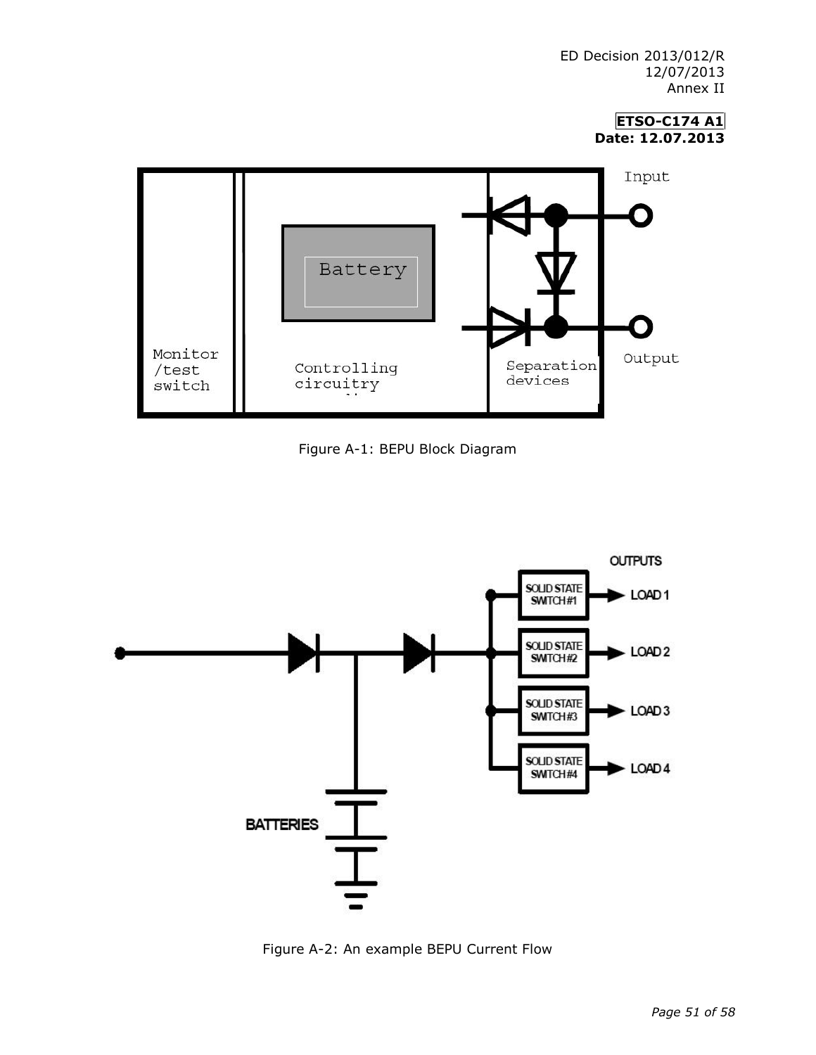Figure A-1: BEPU Block Diagram

Figure A-2: An example BEPU Current Flow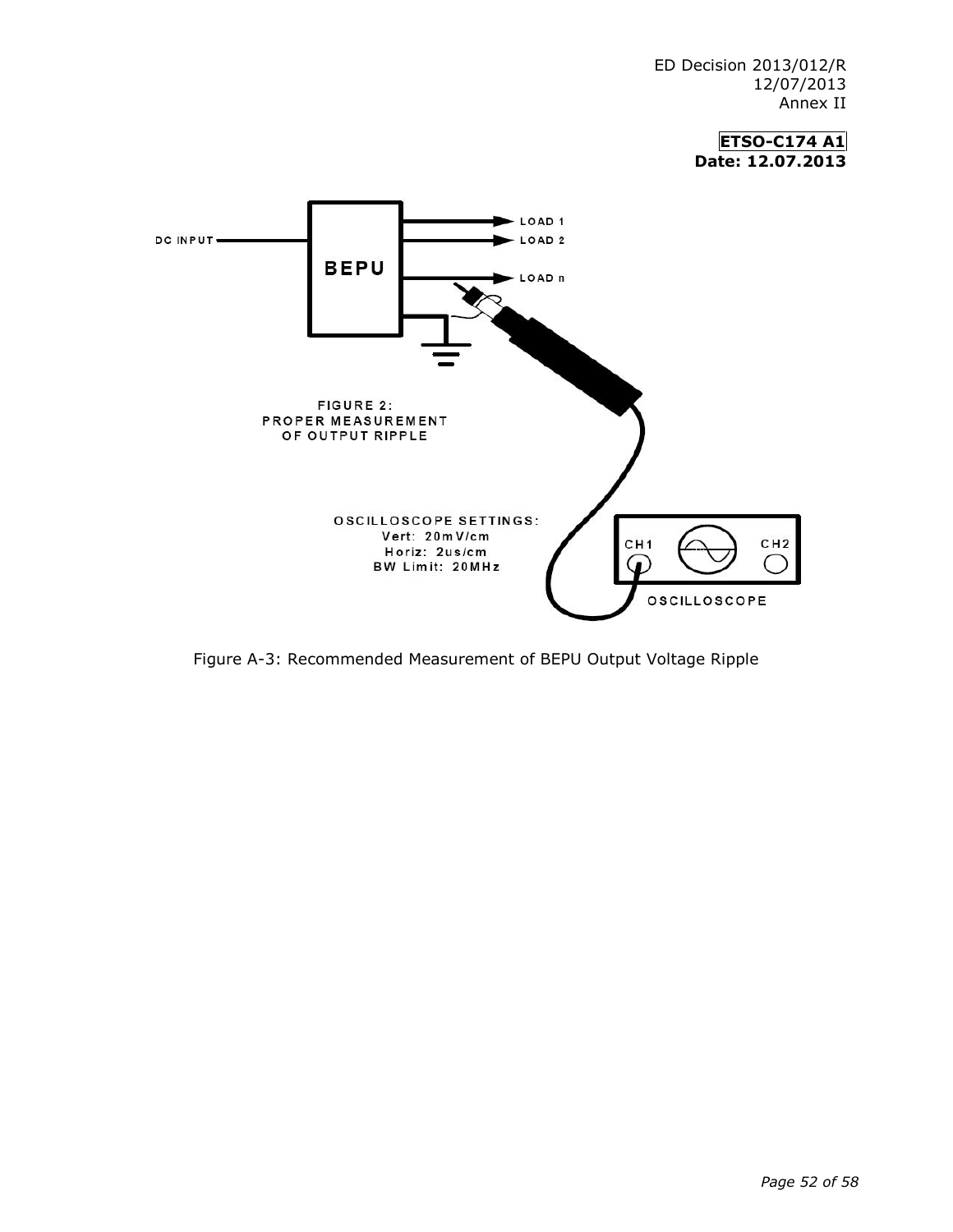DC INPUT

BEPU

LOAD 1

LOAD 2

LOAD n

FIGURE 2:
PROPER MEASUREMENT
OF OUTPUT RIPPLE

OSCILLOSCOPE SETTINGS:
Vert: 20mV/cm
Horiz: 2us/cm
BW Limit: 20MHz

CH1

CH2

OSCILLOSCOPE

Figure A-3: Recommended Measurement of BEPU Output Voltage Ripple